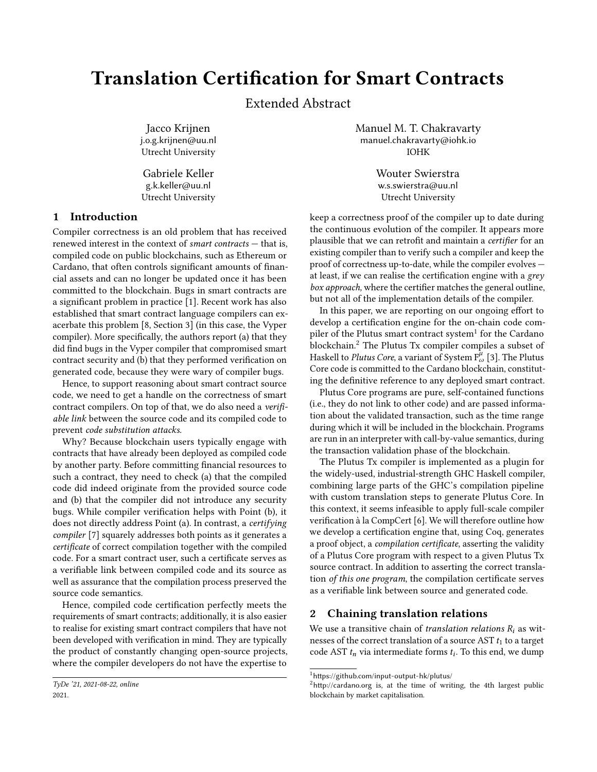# Translation Certification for Smart Contracts

Extended Abstract

Jacco Krijnen
j.o.g.krijnen@uu.nl
Utrecht University

Manuel M. T. Chakravarty
manuel.chakravarty@iohk.io
IOHK

Gabriele Keller
g.k.keller@uu.nl
Utrecht University

Wouter Swierstra
w.s.swierstra@uu.nl
Utrecht University

## 1 Introduction

Compiler correctness is an old problem that has received renewed interest in the context of *smart contracts* — that is, compiled code on public blockchains, such as Ethereum or Cardano, that often controls significant amounts of financial assets and can no longer be updated once it has been committed to the blockchain. Bugs in smart contracts are a significant problem in practice [1]. Recent work has also established that smart contract language compilers can exacerbate this problem [8, Section 3] (in this case, the Vyper compiler). More specifically, the authors report (a) that they did find bugs in the Vyper compiler that compromised smart contract security and (b) that they performed verification on generated code, because they were wary of compiler bugs.

Hence, to support reasoning about smart contract source code, we need to get a handle on the correctness of smart contract compilers. On top of that, we do also need a *verifiable link* between the source code and its compiled code to prevent *code substitution attacks*.

Why? Because blockchain users typically engage with contracts that have already been deployed as compiled code by another party. Before committing financial resources to such a contract, they need to check (a) that the compiled code did indeed originate from the provided source code and (b) that the compiler did not introduce any security bugs. While compiler verification helps with Point (b), it does not directly address Point (a). In contrast, a *certifying compiler* [7] squarely addresses both points as it generates a *certificate* of correct compilation together with the compiled code. For a smart contract user, such a certificate serves as a verifiable link between compiled code and its source as well as assurance that the compilation process preserved the source code semantics.

Hence, compiled code certification perfectly meets the requirements of smart contracts; additionally, it is also easier to realise for existing smart contract compilers that have not been developed with verification in mind. They are typically the product of constantly changing open-source projects, where the compiler developers do not have the expertise to keep a correctness proof of the compiler up to date during the continuous evolution of the compiler. It appears more plausible that we can retrofit and maintain a *certifier* for an existing compiler than to verify such a compiler and keep the proof of correctness up-to-date, while the compiler evolves — at least, if we can realise the certification engine with a *grey box approach,* where the certifier matches the general outline, but not all of the implementation details of the compiler.

In this paper, we are reporting on our ongoing effort to develop a certification engine for the on-chain code compiler of the Plutus smart contract system[1] for the Cardano blockchain.[2] The Plutus Tx compiler compiles a subset of Haskell to *Plutus Core*, a variant of System $F^{\mu}_{\omega}$ [3]. The Plutus Core code is committed to the Cardano blockchain, constituting the definitive reference to any deployed smart contract.

Plutus Core programs are pure, self-contained functions (i.e., they do not link to other code) and are passed information about the validated transaction, such as the time range during which it will be included in the blockchain. Programs are run in an interpreter with call-by-value semantics, during the transaction validation phase of the blockchain.

The Plutus Tx compiler is implemented as a plugin for the widely-used, industrial-strength GHC Haskell compiler, combining large parts of the GHC's compilation pipeline with custom translation steps to generate Plutus Core. In this context, it seems infeasible to apply full-scale compiler verification à la CompCert [6]. We will therefore outline how we develop a certification engine that, using Coq, generates a proof object, a *compilation certificate*, asserting the validity of a Plutus Core program with respect to a given Plutus Tx source contract. In addition to asserting the correct translation *of this one program*, the compilation certificate serves as a verifiable link between source and generated code.

## 2 Chaining translation relations

We use a transitive chain of *translation relations* $R_i$ as witnesses of the correct translation of a source AST $t_1$ to a target code AST $t_n$ via intermediate forms $t_i$. To this end, we dump

[1] https://github.com/input-output-hk/plutus/

[2] http://cardano.org is, at the time of writing, the 4th largest public blockchain by market capitalisation.

TyDe '21, 2021-08-22, online
2021.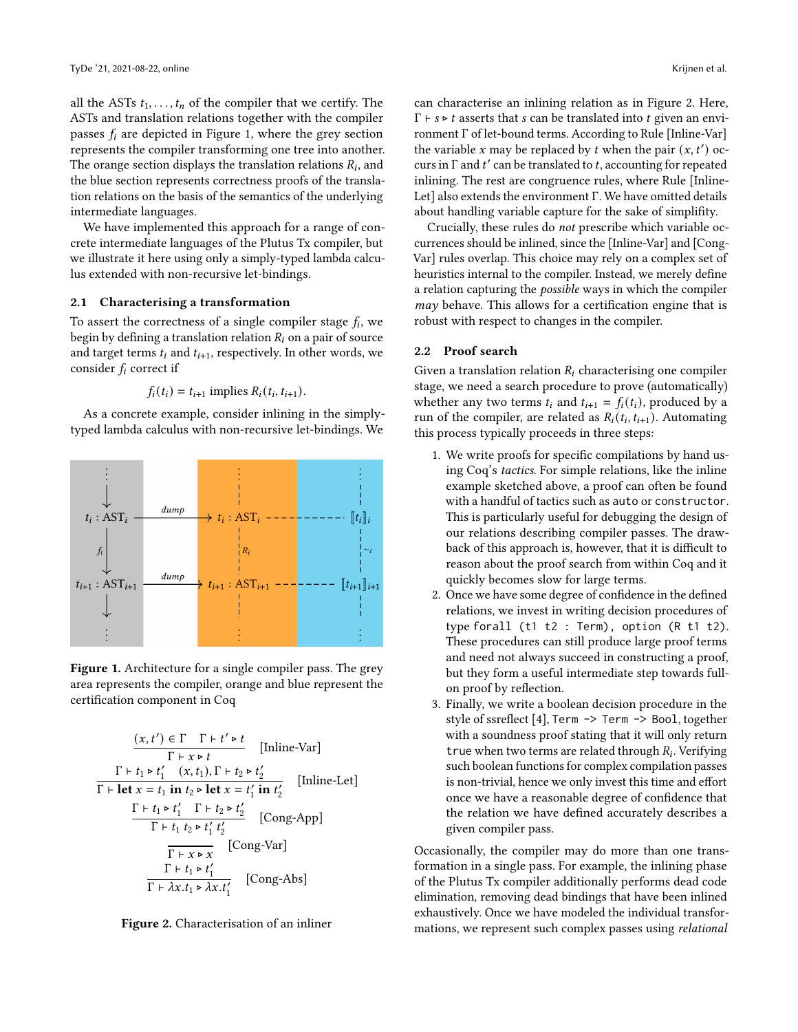all the ASTs $t_1, \ldots, t_n$ of the compiler that we certify. The ASTs and translation relations together with the compiler passes $f_i$ are depicted in Figure 1, where the grey section represents the compiler transforming one tree into another. The orange section displays the translation relations $R_i$, and the blue section represents correctness proofs of the translation relations on the basis of the semantics of the underlying intermediate languages.

We have implemented this approach for a range of concrete intermediate languages of the Plutus Tx compiler, but we illustrate it here using only a simply-typed lambda calculus extended with non-recursive let-bindings.

### 2.1 Characterising a transformation

To assert the correctness of a single compiler stage $f_i$, we begin by defining a translation relation $R_i$ on a pair of source and target terms $t_i$ and $t_{i+1}$, respectively. In other words, we consider $f_i$ correct if

$$f_i(t_i) = t_{i+1} \text{ implies } R_i(t_i, t_{i+1}).$$

As a concrete example, consider inlining in the simply-typed lambda calculus with non-recursive let-bindings. We can characterise an inlining relation as in Figure 2. Here, $\Gamma \vdash s \triangleright t$ asserts that $s$ can be translated into $t$ given an environment $\Gamma$ of let-bound terms. According to Rule [Inline-Var] the variable $x$ may be replaced by $t$ when the pair $(x, t')$ occurs in $\Gamma$ and $t'$ can be translated to $t$, accounting for repeated inlining. The rest are congruence rules, where Rule [Inline-Let] also extends the environment $\Gamma$. We have omitted details about handling variable capture for the sake of simplifity.

$t_i : \text{AST}_i$ —*dump*→ $t_i : \text{AST}_i$ - - - $[\![t_i]\!]_i$

$f_i$ | $R_i$ | $\sim_i$

$t_{i+1} : \text{AST}_{i+1}$ —*dump*→ $t_{i+1} : \text{AST}_{i+1}$ - - - $[\![t_{i+1}]\!]_{i+1}$

**Figure 1.** Architecture for a single compiler pass. The grey area represents the compiler, orange and blue represent the certification component in Coq

$$\frac{(x, t') \in \Gamma \quad \Gamma \vdash t' \triangleright t}{\Gamma \vdash x \triangleright t} \text{ [Inline-Var]}$$

$$\frac{\Gamma \vdash t_1 \triangleright t_1' \quad (x, t_1), \Gamma \vdash t_2 \triangleright t_2'}{\Gamma \vdash \textbf{let } x = t_1 \textbf{ in } t_2 \triangleright \textbf{let } x = t_1' \textbf{ in } t_2'} \text{ [Inline-Let]}$$

$$\frac{\Gamma \vdash t_1 \triangleright t_1' \quad \Gamma \vdash t_2 \triangleright t_2'}{\Gamma \vdash t_1\ t_2 \triangleright t_1'\ t_2'} \text{ [Cong-App]}$$

$$\frac{}{\Gamma \vdash x \triangleright x} \text{ [Cong-Var]}$$

$$\frac{\Gamma \vdash t_1 \triangleright t_1'}{\Gamma \vdash \lambda x.t_1 \triangleright \lambda x.t_1'} \text{ [Cong-Abs]}$$

**Figure 2.** Characterisation of an inliner

Crucially, these rules do *not* prescribe which variable occurrences should be inlined, since the [Inline-Var] and [Cong-Var] rules overlap. This choice may rely on a complex set of heuristics internal to the compiler. Instead, we merely define a relation capturing the *possible* ways in which the compiler *may* behave. This allows for a certification engine that is robust with respect to changes in the compiler.

### 2.2 Proof search

Given a translation relation $R_i$ characterising one compiler stage, we need a search procedure to prove (automatically) whether any two terms $t_i$ and $t_{i+1} = f_i(t_i)$, produced by a run of the compiler, are related as $R_i(t_i, t_{i+1})$. Automating this process typically proceeds in three steps:

1. We write proofs for specific compilations by hand using Coq's *tactics*. For simple relations, like the inline example sketched above, a proof can often be found with a handful of tactics such as `auto` or `constructor`. This is particularly useful for debugging the design of our relations describing compiler passes. The drawback of this approach is, however, that it is difficult to reason about the proof search from within Coq and it quickly becomes slow for large terms.
2. Once we have some degree of confidence in the defined relations, we invest in writing decision procedures of type `forall (t1 t2 : Term), option (R t1 t2)`. These procedures can still produce large proof terms and need not always succeed in constructing a proof, but they form a useful intermediate step towards full-on proof by reflection.
3. Finally, we write a boolean decision procedure in the style of ssreflect [4], `Term -> Term -> Bool`, together with a soundness proof stating that it will only return `true` when two terms are related through $R_i$. Verifying such boolean functions for complex compilation passes is non-trivial, hence we only invest this time and effort once we have a reasonable degree of confidence that the relation we have defined accurately describes a given compiler pass.

Occasionally, the compiler may do more than one transformation in a single pass. For example, the inlining phase of the Plutus Tx compiler additionally performs dead code elimination, removing dead bindings that have been inlined exhaustively. Once we have modeled the individual transformations, we represent such complex passes using *relational*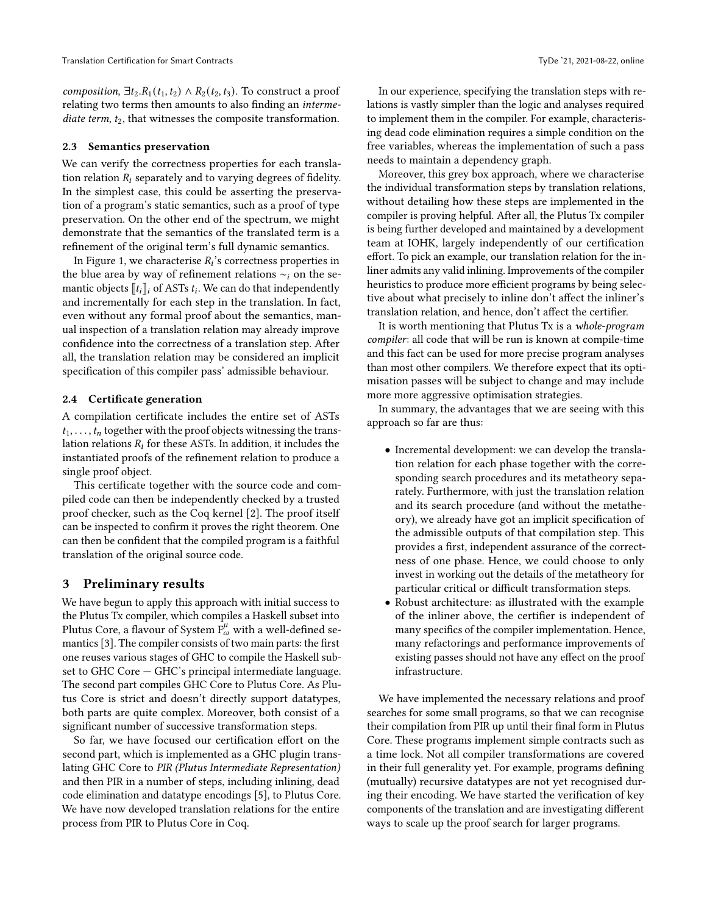*composition*, $\exists t_2.R_1(t_1, t_2) \wedge R_2(t_2, t_3)$. To construct a proof relating two terms then amounts to also finding an *intermediate term*, $t_2$, that witnesses the composite transformation.

### 2.3 Semantics preservation

We can verify the correctness properties for each translation relation $R_i$ separately and to varying degrees of fidelity. In the simplest case, this could be asserting the preservation of a program's static semantics, such as a proof of type preservation. On the other end of the spectrum, we might demonstrate that the semantics of the translated term is a refinement of the original term's full dynamic semantics.

In Figure 1, we characterise $R_i$'s correctness properties in the blue area by way of refinement relations $\sim_i$ on the semantic objects $[\![t_i]\!]_i$ of ASTs $t_i$. We can do that independently and incrementally for each step in the translation. In fact, even without any formal proof about the semantics, manual inspection of a translation relation may already improve confidence into the correctness of a translation step. After all, the translation relation may be considered an implicit specification of this compiler pass' admissible behaviour.

### 2.4 Certificate generation

A compilation certificate includes the entire set of ASTs $t_1, \ldots, t_n$ together with the proof objects witnessing the translation relations $R_i$ for these ASTs. In addition, it includes the instantiated proofs of the refinement relation to produce a single proof object.

This certificate together with the source code and compiled code can then be independently checked by a trusted proof checker, such as the Coq kernel [2]. The proof itself can be inspected to confirm it proves the right theorem. One can then be confident that the compiled program is a faithful translation of the original source code.

## 3 Preliminary results

We have begun to apply this approach with initial success to the Plutus Tx compiler, which compiles a Haskell subset into Plutus Core, a flavour of System $F^{\mu}_{\omega}$ with a well-defined semantics [3]. The compiler consists of two main parts: the first one reuses various stages of GHC to compile the Haskell subset to GHC Core — GHC's principal intermediate language. The second part compiles GHC Core to Plutus Core. As Plutus Core is strict and doesn't directly support datatypes, both parts are quite complex. Moreover, both consist of a significant number of successive transformation steps.

So far, we have focused our certification effort on the second part, which is implemented as a GHC plugin translating GHC Core to *PIR (Plutus Intermediate Representation)* and then PIR in a number of steps, including inlining, dead code elimination and datatype encodings [5], to Plutus Core. We have now developed translation relations for the entire process from PIR to Plutus Core in Coq.

In our experience, specifying the translation steps with relations is vastly simpler than the logic and analyses required to implement them in the compiler. For example, characterising dead code elimination requires a simple condition on the free variables, whereas the implementation of such a pass needs to maintain a dependency graph.

Moreover, this grey box approach, where we characterise the individual transformation steps by translation relations, without detailing how these steps are implemented in the compiler is proving helpful. After all, the Plutus Tx compiler is being further developed and maintained by a development team at IOHK, largely independently of our certification effort. To pick an example, our translation relation for the inliner admits any valid inlining. Improvements of the compiler heuristics to produce more efficient programs by being selective about what precisely to inline don't affect the inliner's translation relation, and hence, don't affect the certifier.

It is worth mentioning that Plutus Tx is a *whole-program compiler*: all code that will be run is known at compile-time and this fact can be used for more precise program analyses than most other compilers. We therefore expect that its optimisation passes will be subject to change and may include more more aggressive optimisation strategies.

In summary, the advantages that we are seeing with this approach so far are thus:

- Incremental development: we can develop the translation relation for each phase together with the corresponding search procedures and its metatheory separately. Furthermore, with just the translation relation and its search procedure (and without the metatheory), we already have got an implicit specification of the admissible outputs of that compilation step. This provides a first, independent assurance of the correctness of one phase. Hence, we could choose to only invest in working out the details of the metatheory for particular critical or difficult transformation steps.
- Robust architecture: as illustrated with the example of the inliner above, the certifier is independent of many specifics of the compiler implementation. Hence, many refactorings and performance improvements of existing passes should not have any effect on the proof infrastructure.

We have implemented the necessary relations and proof searches for some small programs, so that we can recognise their compilation from PIR up until their final form in Plutus Core. These programs implement simple contracts such as a time lock. Not all compiler transformations are covered in their full generality yet. For example, programs defining (mutually) recursive datatypes are not yet recognised during their encoding. We have started the verification of key components of the translation and are investigating different ways to scale up the proof search for larger programs.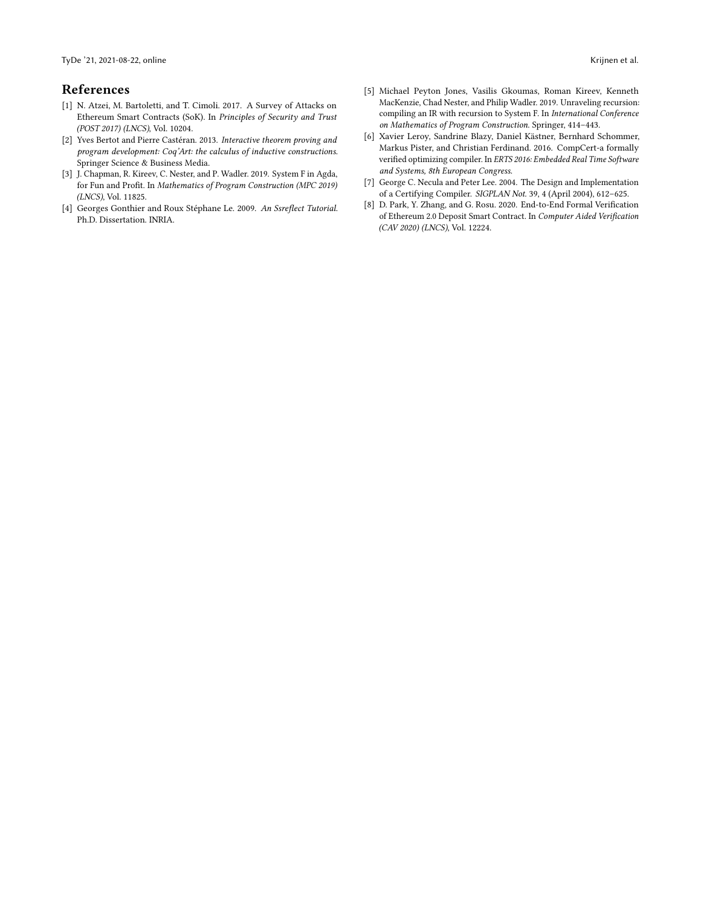## References

[1] N. Atzei, M. Bartoletti, and T. Cimoli. 2017. A Survey of Attacks on Ethereum Smart Contracts (SoK). In *Principles of Security and Trust (POST 2017) (LNCS)*, Vol. 10204.

[2] Yves Bertot and Pierre Castéran. 2013. *Interactive theorem proving and program development: Coq'Art: the calculus of inductive constructions.* Springer Science & Business Media.

[3] J. Chapman, R. Kireev, C. Nester, and P. Wadler. 2019. System F in Agda, for Fun and Profit. In *Mathematics of Program Construction (MPC 2019) (LNCS)*, Vol. 11825.

[4] Georges Gonthier and Roux Stéphane Le. 2009. *An Ssreflect Tutorial.* Ph.D. Dissertation. INRIA.

[5] Michael Peyton Jones, Vasilis Gkoumas, Roman Kireev, Kenneth MacKenzie, Chad Nester, and Philip Wadler. 2019. Unraveling recursion: compiling an IR with recursion to System F. In *International Conference on Mathematics of Program Construction.* Springer, 414–443.

[6] Xavier Leroy, Sandrine Blazy, Daniel Kästner, Bernhard Schommer, Markus Pister, and Christian Ferdinand. 2016. CompCert-a formally verified optimizing compiler. In *ERTS 2016: Embedded Real Time Software and Systems, 8th European Congress.*

[7] George C. Necula and Peter Lee. 2004. The Design and Implementation of a Certifying Compiler. *SIGPLAN Not.* 39, 4 (April 2004), 612–625.

[8] D. Park, Y. Zhang, and G. Rosu. 2020. End-to-End Formal Verification of Ethereum 2.0 Deposit Smart Contract. In *Computer Aided Verification (CAV 2020) (LNCS)*, Vol. 12224.